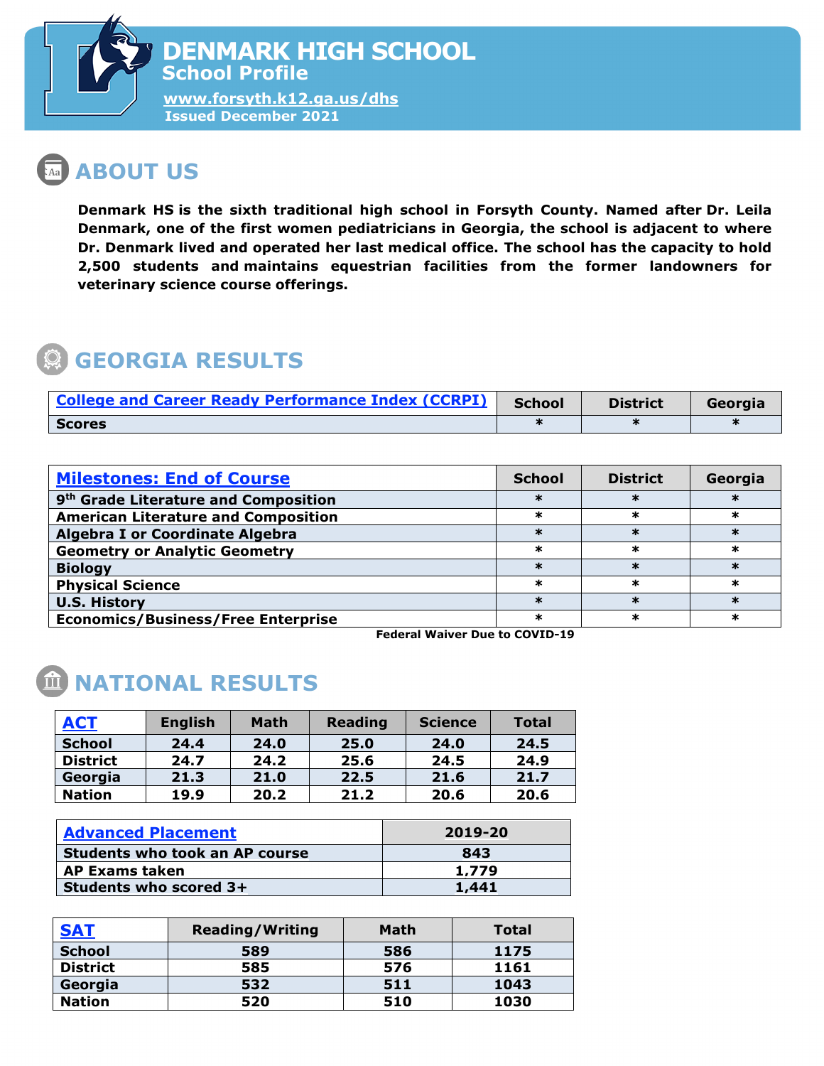# DENMARK HIGH SCHOOL
## School Profile

www.forsyth.k12.ga.us/dhs
Issued December 2021

## ABOUT US

**Denmark HS is the sixth traditional high school in Forsyth County. Named after Dr. Leila Denmark, one of the first women pediatricians in Georgia, the school is adjacent to where Dr. Denmark lived and operated her last medical office. The school has the capacity to hold 2,500 students and maintains equestrian facilities from the former landowners for veterinary science course offerings.**

## GEORGIA RESULTS

| College and Career Ready Performance Index (CCRPI) | School | District | Georgia |
|---|---|---|---|
| Scores | * | * | * |

| Milestones: End of Course | School | District | Georgia |
|---|---|---|---|
| 9th Grade Literature and Composition | * | * | * |
| American Literature and Composition | * | * | * |
| Algebra I or Coordinate Algebra | * | * | * |
| Geometry or Analytic Geometry | * | * | * |
| Biology | * | * | * |
| Physical Science | * | * | * |
| U.S. History | * | * | * |
| Economics/Business/Free Enterprise | * | * | * |

**Federal Waiver Due to COVID-19**

## NATIONAL RESULTS

| ACT | English | Math | Reading | Science | Total |
|---|---|---|---|---|---|
| School | 24.4 | 24.0 | 25.0 | 24.0 | 24.5 |
| District | 24.7 | 24.2 | 25.6 | 24.5 | 24.9 |
| Georgia | 21.3 | 21.0 | 22.5 | 21.6 | 21.7 |
| Nation | 19.9 | 20.2 | 21.2 | 20.6 | 20.6 |

| Advanced Placement | 2019-20 |
|---|---|
| Students who took an AP course | 843 |
| AP Exams taken | 1,779 |
| Students who scored 3+ | 1,441 |

| SAT | Reading/Writing | Math | Total |
|---|---|---|---|
| School | 589 | 586 | 1175 |
| District | 585 | 576 | 1161 |
| Georgia | 532 | 511 | 1043 |
| Nation | 520 | 510 | 1030 |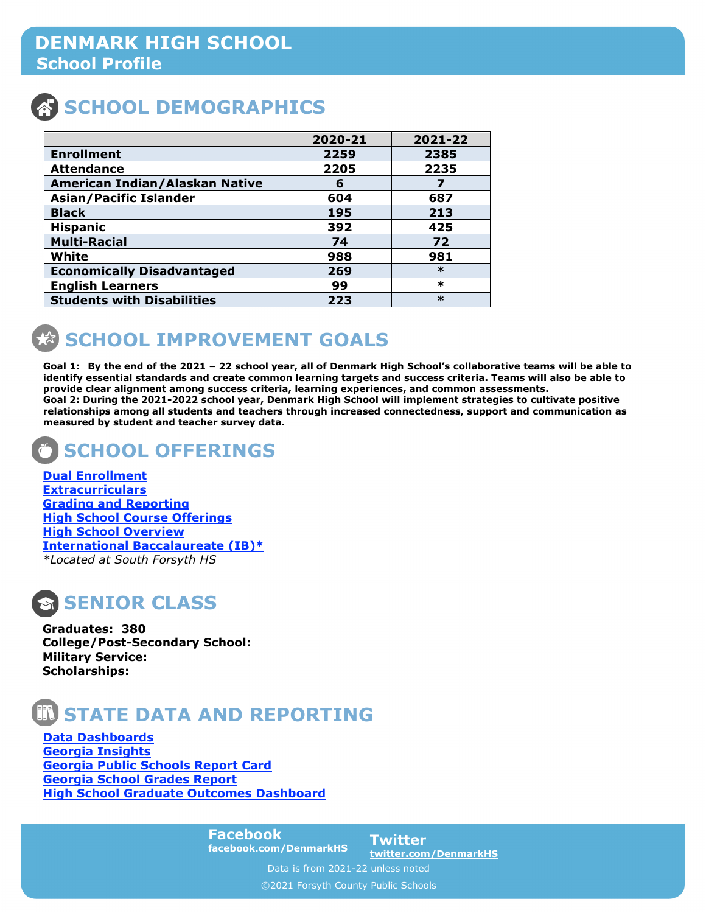# DENMARK HIGH SCHOOL
## School Profile

## SCHOOL DEMOGRAPHICS

| | 2020-21 | 2021-22 |
|---|---|---|
| Enrollment | 2259 | 2385 |
| Attendance | 2205 | 2235 |
| American Indian/Alaskan Native | 6 | 7 |
| Asian/Pacific Islander | 604 | 687 |
| Black | 195 | 213 |
| Hispanic | 392 | 425 |
| Multi-Racial | 74 | 72 |
| White | 988 | 981 |
| Economically Disadvantaged | 269 | * |
| English Learners | 99 | * |
| Students with Disabilities | 223 | * |

## SCHOOL IMPROVEMENT GOALS

**Goal 1: By the end of the 2021 – 22 school year, all of Denmark High School's collaborative teams will be able to identify essential standards and create common learning targets and success criteria. Teams will also be able to provide clear alignment among success criteria, learning experiences, and common assessments.**
**Goal 2: During the 2021-2022 school year, Denmark High School will implement strategies to cultivate positive relationships among all students and teachers through increased connectedness, support and communication as measured by student and teacher survey data.**

## SCHOOL OFFERINGS

- Dual Enrollment
- Extracurriculars
- Grading and Reporting
- High School Course Offerings
- High School Overview
- International Baccalaureate (IB)*

*\*Located at South Forsyth HS*

## SENIOR CLASS

**Graduates: 380**
**College/Post-Secondary School:**
**Military Service:**
**Scholarships:**

## STATE DATA AND REPORTING

- Data Dashboards
- Georgia Insights
- Georgia Public Schools Report Card
- Georgia School Grades Report
- High School Graduate Outcomes Dashboard

**Facebook**
facebook.com/DenmarkHS

**Twitter**
twitter.com/DenmarkHS

Data is from 2021-22 unless noted

©2021 Forsyth County Public Schools